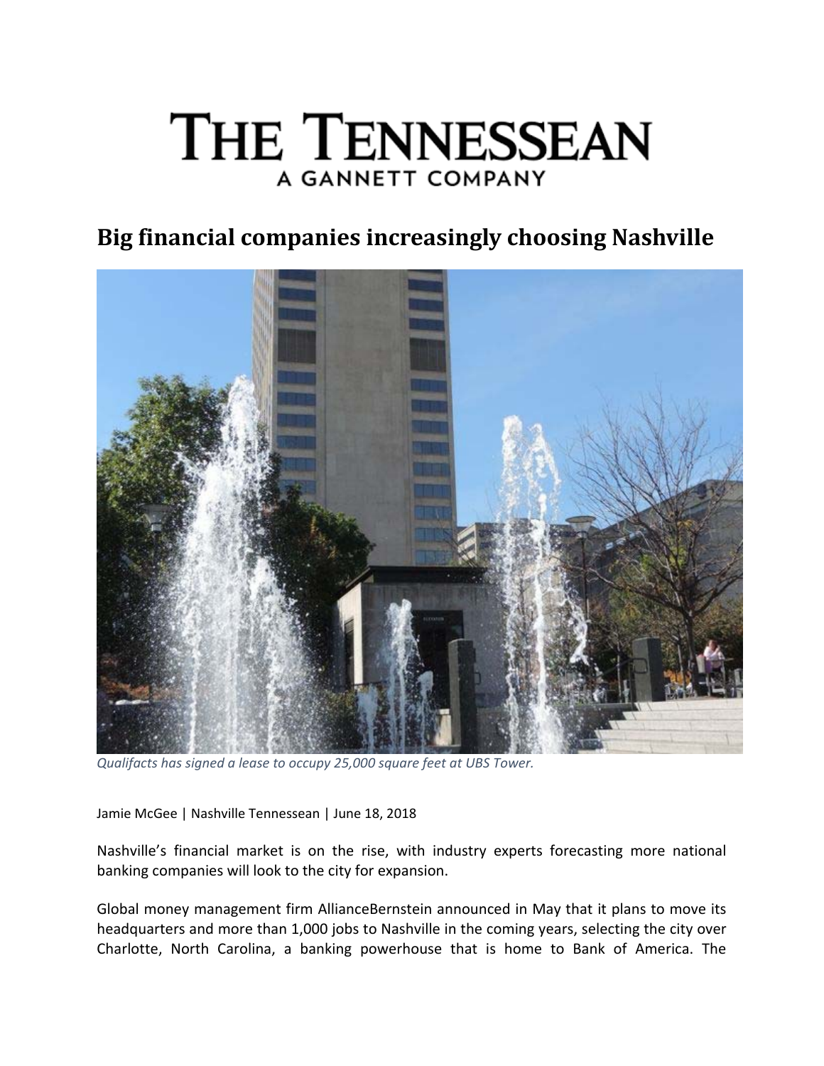# THE TENNESSEAN
A GANNETT COMPANY

## Big financial companies increasingly choosing Nashville

*Qualifacts has signed a lease to occupy 25,000 square feet at UBS Tower.*

Jamie McGee | Nashville Tennessean | June 18, 2018

Nashville's financial market is on the rise, with industry experts forecasting more national banking companies will look to the city for expansion.

Global money management firm AllianceBernstein announced in May that it plans to move its headquarters and more than 1,000 jobs to Nashville in the coming years, selecting the city over Charlotte, North Carolina, a banking powerhouse that is home to Bank of America. The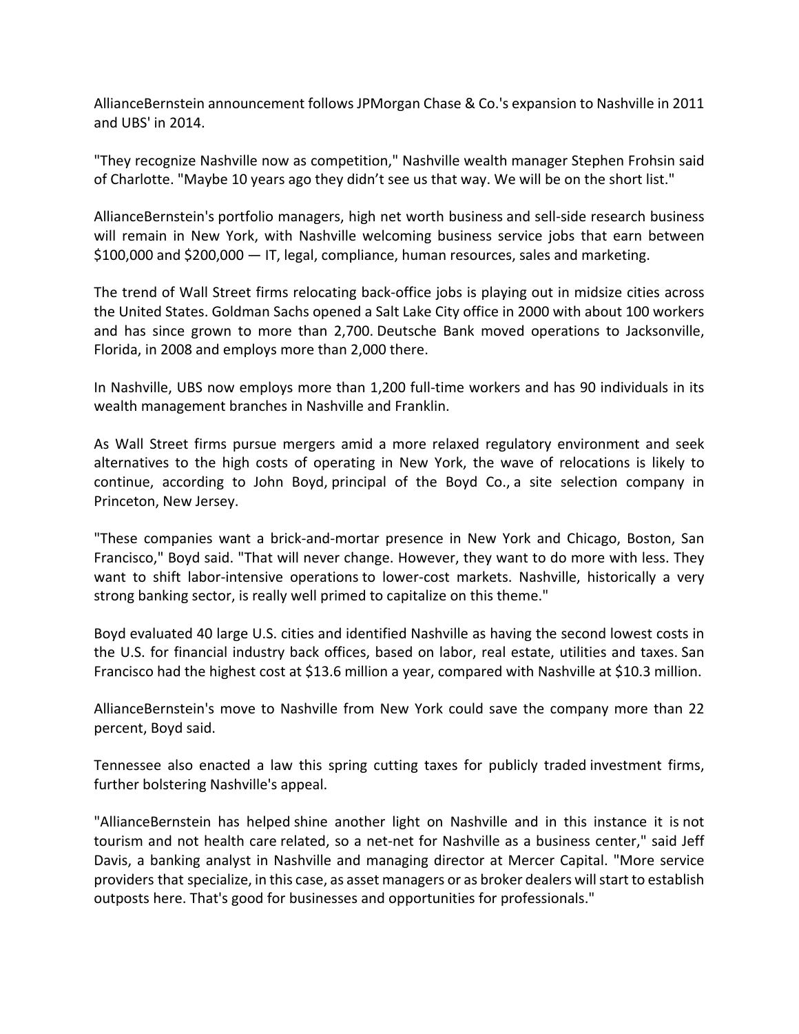AllianceBernstein announcement follows JPMorgan Chase & Co.'s expansion to Nashville in 2011 and UBS' in 2014.

"They recognize Nashville now as competition," Nashville wealth manager Stephen Frohsin said of Charlotte. "Maybe 10 years ago they didn't see us that way. We will be on the short list."

AllianceBernstein's portfolio managers, high net worth business and sell-side research business will remain in New York, with Nashville welcoming business service jobs that earn between $100,000 and $200,000 — IT, legal, compliance, human resources, sales and marketing.

The trend of Wall Street firms relocating back-office jobs is playing out in midsize cities across the United States. Goldman Sachs opened a Salt Lake City office in 2000 with about 100 workers and has since grown to more than 2,700. Deutsche Bank moved operations to Jacksonville, Florida, in 2008 and employs more than 2,000 there.

In Nashville, UBS now employs more than 1,200 full-time workers and has 90 individuals in its wealth management branches in Nashville and Franklin.

As Wall Street firms pursue mergers amid a more relaxed regulatory environment and seek alternatives to the high costs of operating in New York, the wave of relocations is likely to continue, according to John Boyd, principal of the Boyd Co., a site selection company in Princeton, New Jersey.

"These companies want a brick-and-mortar presence in New York and Chicago, Boston, San Francisco," Boyd said. "That will never change. However, they want to do more with less. They want to shift labor-intensive operations to lower-cost markets. Nashville, historically a very strong banking sector, is really well primed to capitalize on this theme."

Boyd evaluated 40 large U.S. cities and identified Nashville as having the second lowest costs in the U.S. for financial industry back offices, based on labor, real estate, utilities and taxes. San Francisco had the highest cost at $13.6 million a year, compared with Nashville at $10.3 million.

AllianceBernstein's move to Nashville from New York could save the company more than 22 percent, Boyd said.

Tennessee also enacted a law this spring cutting taxes for publicly traded investment firms, further bolstering Nashville's appeal.

"AllianceBernstein has helped shine another light on Nashville and in this instance it is not tourism and not health care related, so a net-net for Nashville as a business center," said Jeff Davis, a banking analyst in Nashville and managing director at Mercer Capital. "More service providers that specialize, in this case, as asset managers or as broker dealers will start to establish outposts here. That's good for businesses and opportunities for professionals."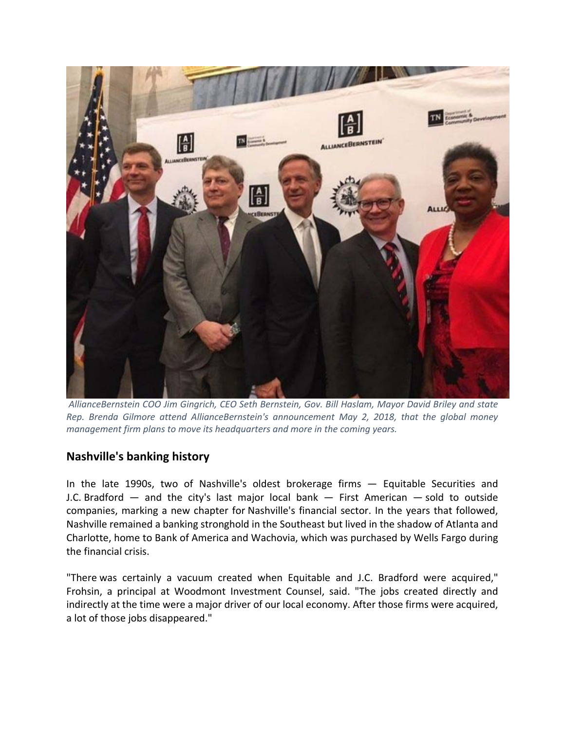*AllianceBernstein COO Jim Gingrich, CEO Seth Bernstein, Gov. Bill Haslam, Mayor David Briley and state Rep. Brenda Gilmore attend AllianceBernstein's announcement May 2, 2018, that the global money management firm plans to move its headquarters and more in the coming years.*

## Nashville's banking history

In the late 1990s, two of Nashville's oldest brokerage firms — Equitable Securities and J.C. Bradford — and the city's last major local bank — First American — sold to outside companies, marking a new chapter for Nashville's financial sector. In the years that followed, Nashville remained a banking stronghold in the Southeast but lived in the shadow of Atlanta and Charlotte, home to Bank of America and Wachovia, which was purchased by Wells Fargo during the financial crisis.

"There was certainly a vacuum created when Equitable and J.C. Bradford were acquired," Frohsin, a principal at Woodmont Investment Counsel, said. "The jobs created directly and indirectly at the time were a major driver of our local economy. After those firms were acquired, a lot of those jobs disappeared."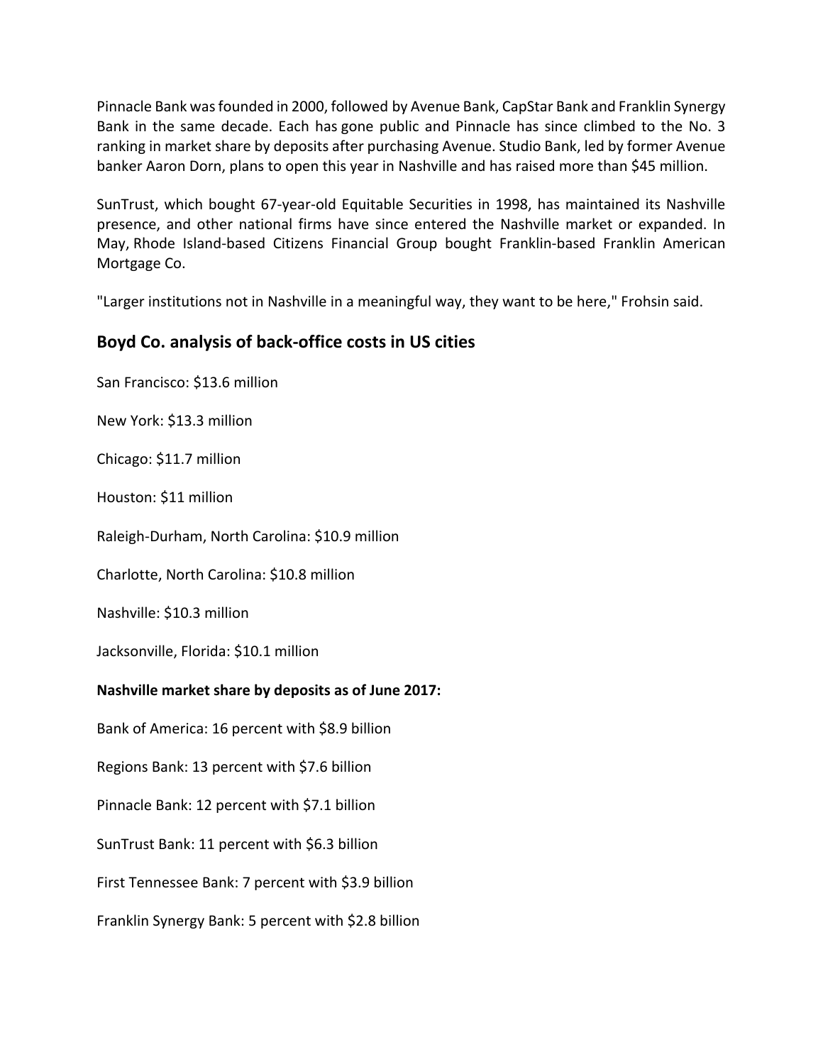Pinnacle Bank was founded in 2000, followed by Avenue Bank, CapStar Bank and Franklin Synergy Bank in the same decade. Each has gone public and Pinnacle has since climbed to the No. 3 ranking in market share by deposits after purchasing Avenue. Studio Bank, led by former Avenue banker Aaron Dorn, plans to open this year in Nashville and has raised more than $45 million.

SunTrust, which bought 67-year-old Equitable Securities in 1998, has maintained its Nashville presence, and other national firms have since entered the Nashville market or expanded. In May, Rhode Island-based Citizens Financial Group bought Franklin-based Franklin American Mortgage Co.

"Larger institutions not in Nashville in a meaningful way, they want to be here," Frohsin said.

## Boyd Co. analysis of back-office costs in US cities

San Francisco: $13.6 million

New York: $13.3 million

Chicago: $11.7 million

Houston: $11 million

Raleigh-Durham, North Carolina: $10.9 million

Charlotte, North Carolina: $10.8 million

Nashville: $10.3 million

Jacksonville, Florida: $10.1 million

**Nashville market share by deposits as of June 2017:**

Bank of America: 16 percent with $8.9 billion

Regions Bank: 13 percent with $7.6 billion

Pinnacle Bank: 12 percent with $7.1 billion

SunTrust Bank: 11 percent with $6.3 billion

First Tennessee Bank: 7 percent with $3.9 billion

Franklin Synergy Bank: 5 percent with $2.8 billion